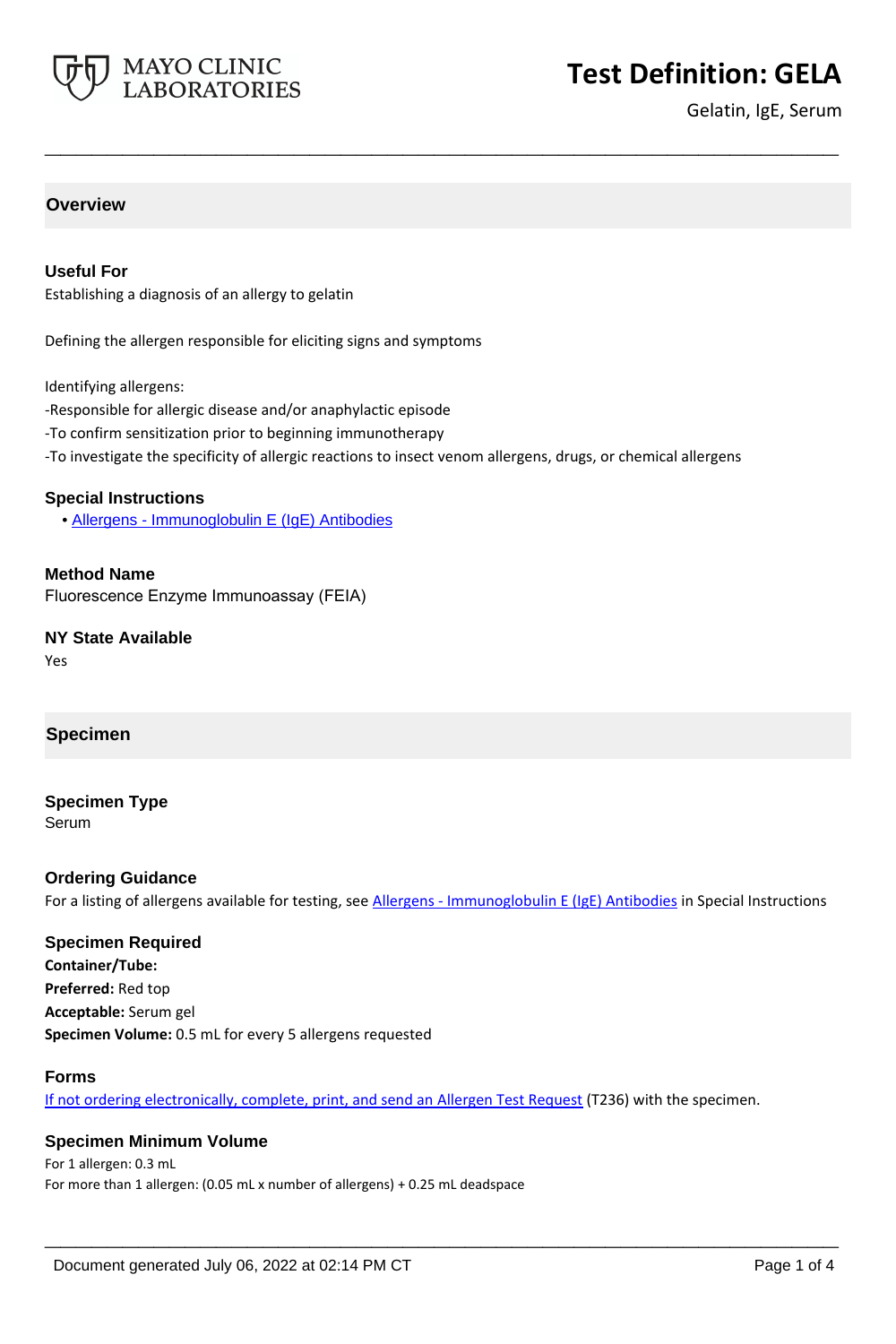# Test Definition: GELA

Gelatin, IgE, Serum

## Overview

### Useful For

Establishing a diagnosis of an allergy to gelatin

Defining the allergen responsible for eliciting signs and symptoms

Identifying allergens:

-Responsible for allergic disease and/or anaphylactic episode

-To confirm sensitization prior to beginning immunotherapy

-To investigate the specificity of allergic reactions to insect venom allergens, drugs, or chemical allergens

### Special Instructions

- Allergens - Immunoglobulin E (IgE) Antibodies

### Method Name

Fluorescence Enzyme Immunoassay (FEIA)

### NY State Available

Yes

## Specimen

### Specimen Type

Serum

### Ordering Guidance

For a listing of allergens available for testing, see Allergens - Immunoglobulin E (IgE) Antibodies in Special Instructions

### Specimen Required

**Container/Tube:**

**Preferred:** Red top

**Acceptable:** Serum gel

**Specimen Volume:** 0.5 mL for every 5 allergens requested

### Forms

If not ordering electronically, complete, print, and send an Allergen Test Request (T236) with the specimen.

### Specimen Minimum Volume

For 1 allergen: 0.3 mL

For more than 1 allergen: (0.05 mL x number of allergens) + 0.25 mL deadspace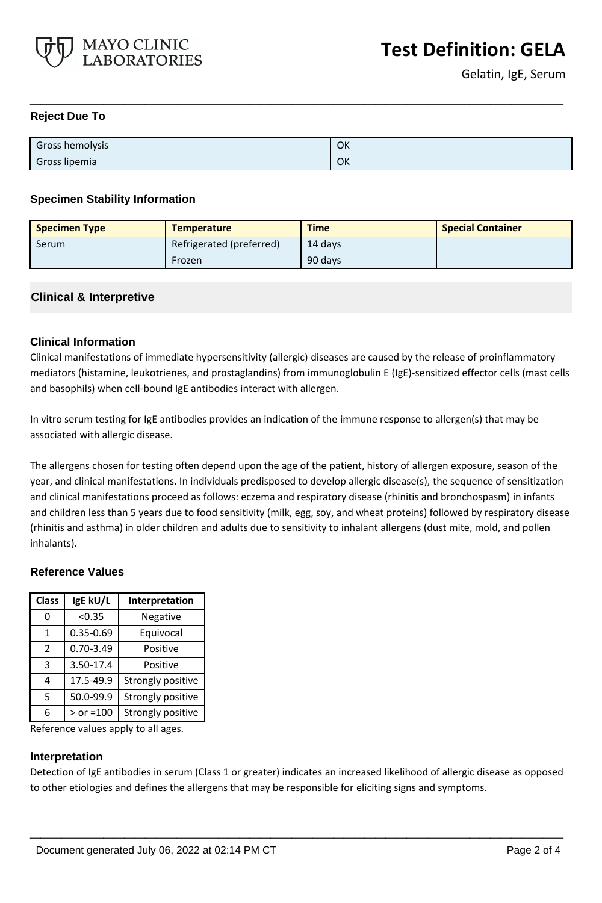### Reject Due To

| | |
|---|---|
| Gross hemolysis | OK |
| Gross lipemia | OK |

### Specimen Stability Information

| Specimen Type | Temperature | Time | Special Container |
|---|---|---|---|
| Serum | Refrigerated (preferred) | 14 days | |
| | Frozen | 90 days | |

## Clinical & Interpretive

### Clinical Information

Clinical manifestations of immediate hypersensitivity (allergic) diseases are caused by the release of proinflammatory mediators (histamine, leukotrienes, and prostaglandins) from immunoglobulin E (IgE)-sensitized effector cells (mast cells and basophils) when cell-bound IgE antibodies interact with allergen.

In vitro serum testing for IgE antibodies provides an indication of the immune response to allergen(s) that may be associated with allergic disease.

The allergens chosen for testing often depend upon the age of the patient, history of allergen exposure, season of the year, and clinical manifestations. In individuals predisposed to develop allergic disease(s), the sequence of sensitization and clinical manifestations proceed as follows: eczema and respiratory disease (rhinitis and bronchospasm) in infants and children less than 5 years due to food sensitivity (milk, egg, soy, and wheat proteins) followed by respiratory disease (rhinitis and asthma) in older children and adults due to sensitivity to inhalant allergens (dust mite, mold, and pollen inhalants).

### Reference Values

| Class | IgE kU/L | Interpretation |
|---|---|---|
| 0 | <0.35 | Negative |
| 1 | 0.35-0.69 | Equivocal |
| 2 | 0.70-3.49 | Positive |
| 3 | 3.50-17.4 | Positive |
| 4 | 17.5-49.9 | Strongly positive |
| 5 | 50.0-99.9 | Strongly positive |
| 6 | > or =100 | Strongly positive |

Reference values apply to all ages.

### Interpretation

Detection of IgE antibodies in serum (Class 1 or greater) indicates an increased likelihood of allergic disease as opposed to other etiologies and defines the allergens that may be responsible for eliciting signs and symptoms.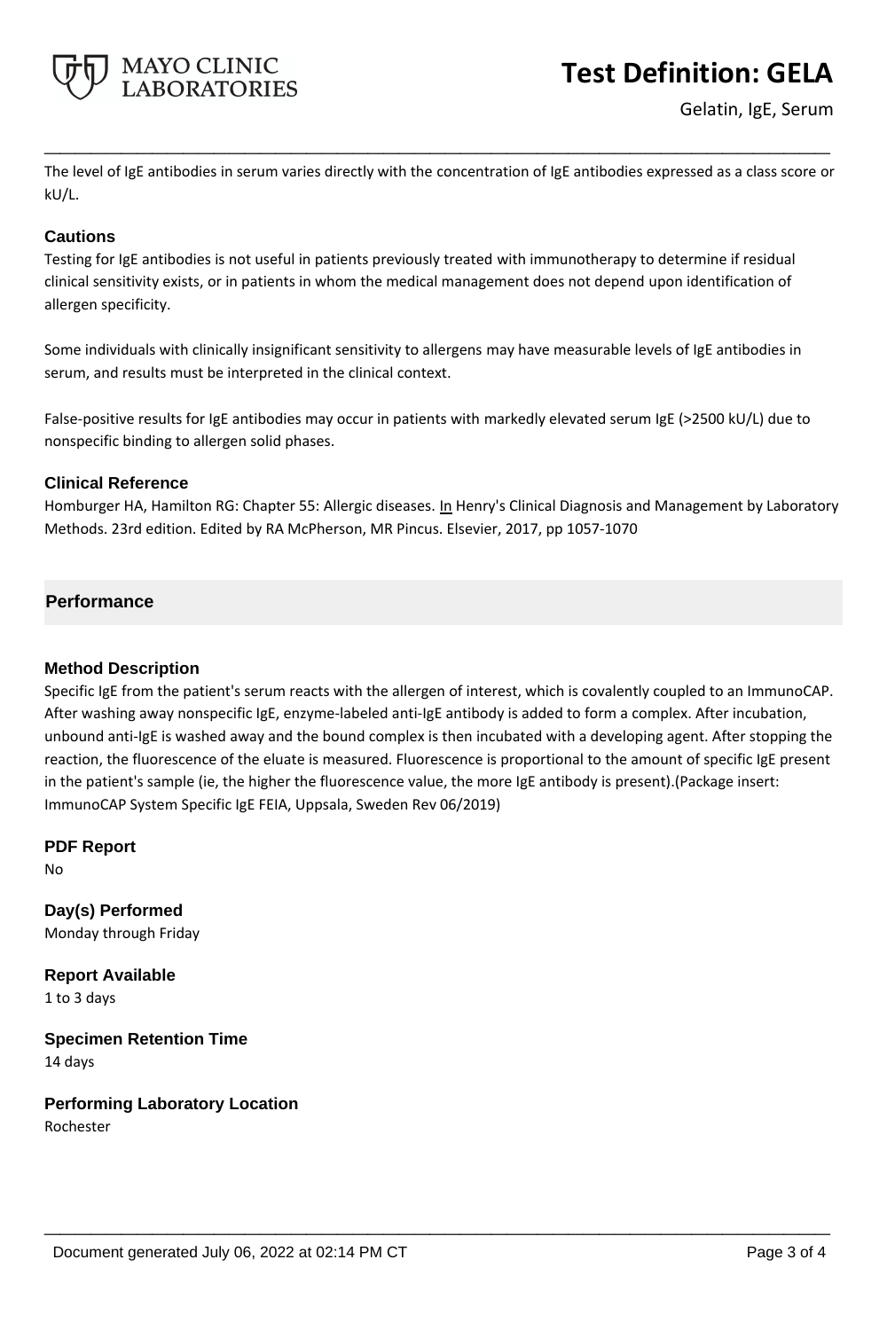The level of IgE antibodies in serum varies directly with the concentration of IgE antibodies expressed as a class score or kU/L.

### Cautions

Testing for IgE antibodies is not useful in patients previously treated with immunotherapy to determine if residual clinical sensitivity exists, or in patients in whom the medical management does not depend upon identification of allergen specificity.

Some individuals with clinically insignificant sensitivity to allergens may have measurable levels of IgE antibodies in serum, and results must be interpreted in the clinical context.

False-positive results for IgE antibodies may occur in patients with markedly elevated serum IgE (>2500 kU/L) due to nonspecific binding to allergen solid phases.

### Clinical Reference

Homburger HA, Hamilton RG: Chapter 55: Allergic diseases. In Henry's Clinical Diagnosis and Management by Laboratory Methods. 23rd edition. Edited by RA McPherson, MR Pincus. Elsevier, 2017, pp 1057-1070

## Performance

### Method Description

Specific IgE from the patient's serum reacts with the allergen of interest, which is covalently coupled to an ImmunoCAP. After washing away nonspecific IgE, enzyme-labeled anti-IgE antibody is added to form a complex. After incubation, unbound anti-IgE is washed away and the bound complex is then incubated with a developing agent. After stopping the reaction, the fluorescence of the eluate is measured. Fluorescence is proportional to the amount of specific IgE present in the patient's sample (ie, the higher the fluorescence value, the more IgE antibody is present).(Package insert: ImmunoCAP System Specific IgE FEIA, Uppsala, Sweden Rev 06/2019)

### PDF Report

No

### Day(s) Performed

Monday through Friday

### Report Available

1 to 3 days

### Specimen Retention Time

14 days

### Performing Laboratory Location

Rochester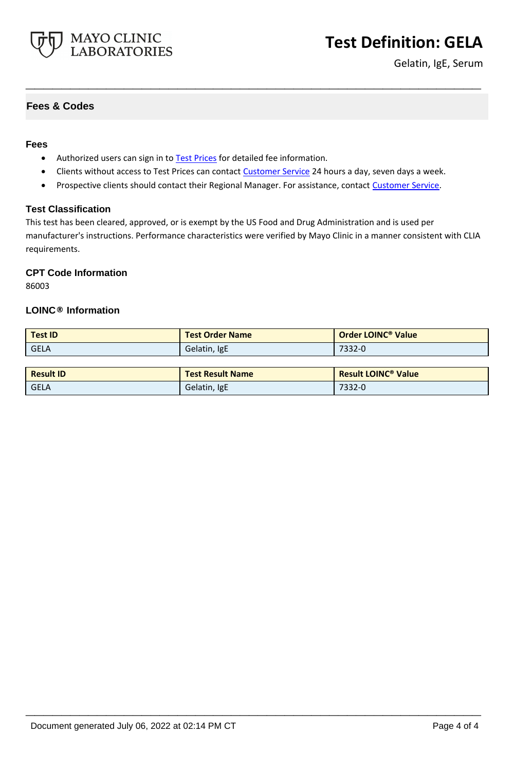## Fees & Codes

### Fees

- Authorized users can sign in to Test Prices for detailed fee information.
- Clients without access to Test Prices can contact Customer Service 24 hours a day, seven days a week.
- Prospective clients should contact their Regional Manager. For assistance, contact Customer Service.

### Test Classification

This test has been cleared, approved, or is exempt by the US Food and Drug Administration and is used per manufacturer's instructions. Performance characteristics were verified by Mayo Clinic in a manner consistent with CLIA requirements.

### CPT Code Information

86003

### LOINC® Information

| Test ID | Test Order Name | Order LOINC® Value |
|---|---|---|
| GELA | Gelatin, IgE | 7332-0 |

| Result ID | Test Result Name | Result LOINC® Value |
|---|---|---|
| GELA | Gelatin, IgE | 7332-0 |